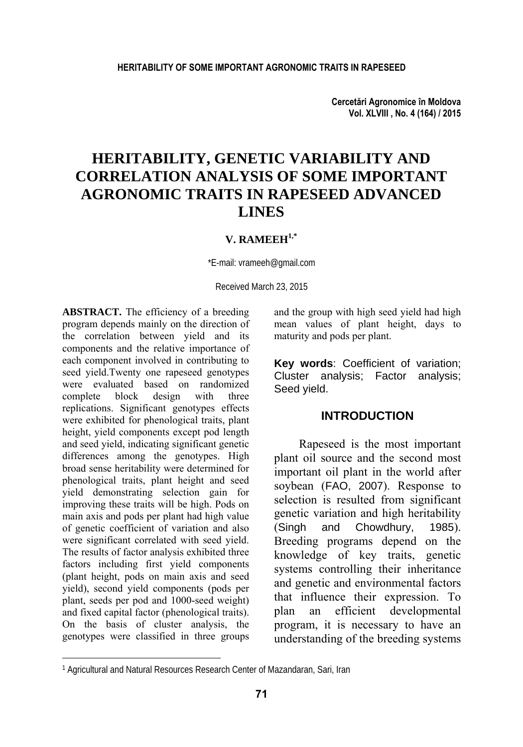# HERITABILITY, GENETIC VARIABILITY AND CORRELATION ANALYSIS OF SOME IMPORTANT AGRONOMIC TRAITS IN RAPESEED ADVANCED LINES

**V. RAMEEH[1,*]**

*E-mail: vrameeh@gmail.com

Received March 23, 2015

**ABSTRACT.** The efficiency of a breeding program depends mainly on the direction of the correlation between yield and its components and the relative importance of each component involved in contributing to seed yield.Twenty one rapeseed genotypes were evaluated based on randomized complete block design with three replications. Significant genotypes effects were exhibited for phenological traits, plant height, yield components except pod length and seed yield, indicating significant genetic differences among the genotypes. High broad sense heritability were determined for phenological traits, plant height and seed yield demonstrating selection gain for improving these traits will be high. Pods on main axis and pods per plant had high value of genetic coefficient of variation and also were significant correlated with seed yield. The results of factor analysis exhibited three factors including first yield components (plant height, pods on main axis and seed yield), second yield components (pods per plant, seeds per pod and 1000-seed weight) and fixed capital factor (phenological traits). On the basis of cluster analysis, the genotypes were classified in three groups and the group with high seed yield had high mean values of plant height, days to maturity and pods per plant.

**Key words**: Coefficient of variation; Cluster analysis; Factor analysis; Seed yield.

## INTRODUCTION

Rapeseed is the most important plant oil source and the second most important oil plant in the world after soybean (FAO, 2007). Response to selection is resulted from significant genetic variation and high heritability (Singh and Chowdhury, 1985). Breeding programs depend on the knowledge of key traits, genetic systems controlling their inheritance and genetic and environmental factors that influence their expression. To plan an efficient developmental program, it is necessary to have an understanding of the breeding systems

[1] Agricultural and Natural Resources Research Center of Mazandaran, Sari, Iran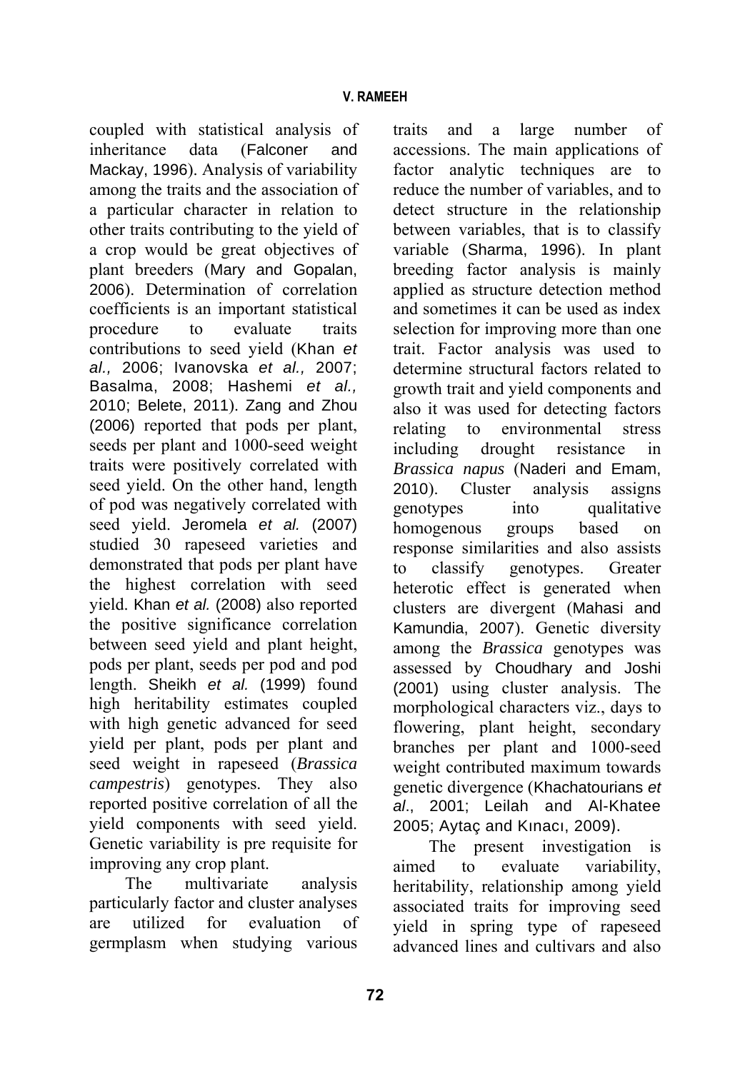coupled with statistical analysis of inheritance data (Falconer and Mackay, 1996). Analysis of variability among the traits and the association of a particular character in relation to other traits contributing to the yield of a crop would be great objectives of plant breeders (Mary and Gopalan, 2006). Determination of correlation coefficients is an important statistical procedure to evaluate traits contributions to seed yield (Khan *et al.,* 2006; Ivanovska *et al.,* 2007; Basalma, 2008; Hashemi *et al.,* 2010; Belete, 2011). Zang and Zhou (2006) reported that pods per plant, seeds per plant and 1000-seed weight traits were positively correlated with seed yield. On the other hand, length of pod was negatively correlated with seed yield. Jeromela *et al.* (2007) studied 30 rapeseed varieties and demonstrated that pods per plant have the highest correlation with seed yield. Khan *et al.* (2008) also reported the positive significance correlation between seed yield and plant height, pods per plant, seeds per pod and pod length. Sheikh *et al.* (1999) found high heritability estimates coupled with high genetic advanced for seed yield per plant, pods per plant and seed weight in rapeseed (*Brassica campestris*) genotypes. They also reported positive correlation of all the yield components with seed yield. Genetic variability is pre requisite for improving any crop plant.

The multivariate analysis particularly factor and cluster analyses are utilized for evaluation of germplasm when studying various traits and a large number of accessions. The main applications of factor analytic techniques are to reduce the number of variables, and to detect structure in the relationship between variables, that is to classify variable (Sharma, 1996). In plant breeding factor analysis is mainly applied as structure detection method and sometimes it can be used as index selection for improving more than one trait. Factor analysis was used to determine structural factors related to growth trait and yield components and also it was used for detecting factors relating to environmental stress including drought resistance in *Brassica napus* (Naderi and Emam, 2010). Cluster analysis assigns genotypes into qualitative homogenous groups based on response similarities and also assists to classify genotypes. Greater heterotic effect is generated when clusters are divergent (Mahasi and Kamundia, 2007). Genetic diversity among the *Brassica* genotypes was assessed by Choudhary and Joshi (2001) using cluster analysis. The morphological characters viz., days to flowering, plant height, secondary branches per plant and 1000-seed weight contributed maximum towards genetic divergence (Khachatourians *et al*., 2001; Leilah and Al-Khatee 2005; Aytaç and Kınacı, 2009).

The present investigation is aimed to evaluate variability, heritability, relationship among yield associated traits for improving seed yield in spring type of rapeseed advanced lines and cultivars and also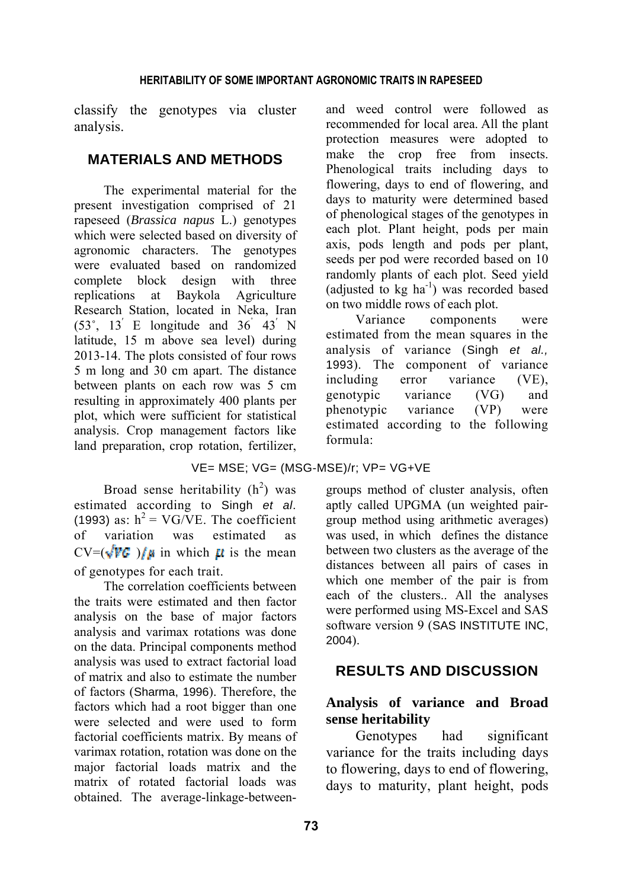classify the genotypes via cluster analysis.

## MATERIALS AND METHODS

The experimental material for the present investigation comprised of 21 rapeseed (*Brassica napus* L.) genotypes which were selected based on diversity of agronomic characters. The genotypes were evaluated based on randomized complete block design with three replications at Baykola Agriculture Research Station, located in Neka, Iran (53°, 13′ E longitude and 36° 43′ N latitude, 15 m above sea level) during 2013-14. The plots consisted of four rows 5 m long and 30 cm apart. The distance between plants on each row was 5 cm resulting in approximately 400 plants per plot, which were sufficient for statistical analysis. Crop management factors like land preparation, crop rotation, fertilizer, and weed control were followed as recommended for local area. All the plant protection measures were adopted to make the crop free from insects. Phenological traits including days to flowering, days to end of flowering, and days to maturity were determined based of phenological stages of the genotypes in each plot. Plant height, pods per main axis, pods length and pods per plant, seeds per pod were recorded based on 10 randomly plants of each plot. Seed yield (adjusted to kg $ha^{-1}$) was recorded based on two middle rows of each plot.

Variance components were estimated from the mean squares in the analysis of variance (Singh *et al.,* 1993). The component of variance including error variance (VE), genotypic variance (VG) and phenotypic variance (VP) were estimated according to the following formula:

$$VE = MSE;\ VG = (MSG - MSE)/r;\ VP = VG + VE$$

Broad sense heritability ($h^2$) was estimated according to Singh *et al.* (1993) as: $h^2 = VG/VE$. The coefficient of variation was estimated as $CV = (\sqrt{VG})/\mu$ in which $\mu$ is the mean of genotypes for each trait.

The correlation coefficients between the traits were estimated and then factor analysis on the base of major factors analysis and varimax rotations was done on the data. Principal components method analysis was used to extract factorial load of matrix and also to estimate the number of factors (Sharma, 1996). Therefore, the factors which had a root bigger than one were selected and were used to form factorial coefficients matrix. By means of varimax rotation, rotation was done on the major factorial loads matrix and the matrix of rotated factorial loads was obtained. The average-linkage-between-groups method of cluster analysis, often aptly called UPGMA (un weighted pair-group method using arithmetic averages) was used, in which defines the distance between two clusters as the average of the distances between all pairs of cases in which one member of the pair is from each of the clusters.. All the analyses were performed using MS-Excel and SAS software version 9 (SAS INSTITUTE INC, 2004).

## RESULTS AND DISCUSSION

### Analysis of variance and Broad sense heritability

Genotypes had significant variance for the traits including days to flowering, days to end of flowering, days to maturity, plant height, pods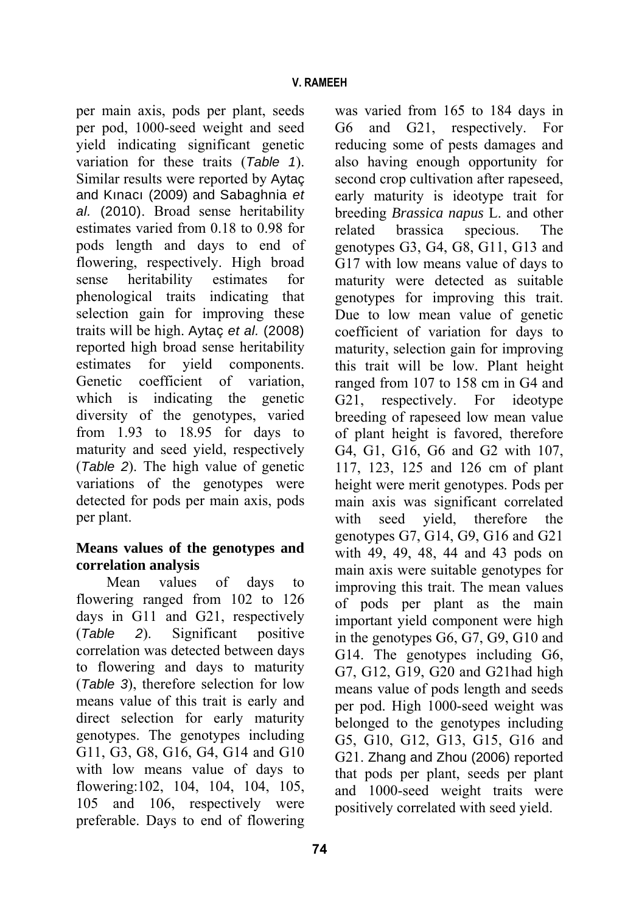per main axis, pods per plant, seeds per pod, 1000-seed weight and seed yield indicating significant genetic variation for these traits (*Table 1*). Similar results were reported by Aytaç and Kınacı (2009) and Sabaghnia *et al.* (2010). Broad sense heritability estimates varied from 0.18 to 0.98 for pods length and days to end of flowering, respectively. High broad sense heritability estimates for phenological traits indicating that selection gain for improving these traits will be high. Aytaç *et al.* (2008) reported high broad sense heritability estimates for yield components. Genetic coefficient of variation, which is indicating the genetic diversity of the genotypes, varied from 1.93 to 18.95 for days to maturity and seed yield, respectively (*Table 2*). The high value of genetic variations of the genotypes were detected for pods per main axis, pods per plant.

## Means values of the genotypes and correlation analysis

Mean values of days to flowering ranged from 102 to 126 days in G11 and G21, respectively (*Table 2*). Significant positive correlation was detected between days to flowering and days to maturity (*Table 3*), therefore selection for low means value of this trait is early and direct selection for early maturity genotypes. The genotypes including G11, G3, G8, G16, G4, G14 and G10 with low means value of days to flowering:102, 104, 104, 104, 105, 105 and 106, respectively were preferable. Days to end of flowering was varied from 165 to 184 days in G6 and G21, respectively. For reducing some of pests damages and also having enough opportunity for second crop cultivation after rapeseed, early maturity is ideotype trait for breeding *Brassica napus* L. and other related brassica specious. The genotypes G3, G4, G8, G11, G13 and G17 with low means value of days to maturity were detected as suitable genotypes for improving this trait. Due to low mean value of genetic coefficient of variation for days to maturity, selection gain for improving this trait will be low. Plant height ranged from 107 to 158 cm in G4 and G21, respectively. For ideotype breeding of rapeseed low mean value of plant height is favored, therefore G4, G1, G16, G6 and G2 with 107, 117, 123, 125 and 126 cm of plant height were merit genotypes. Pods per main axis was significant correlated with seed yield, therefore the genotypes G7, G14, G9, G16 and G21 with 49, 49, 48, 44 and 43 pods on main axis were suitable genotypes for improving this trait. The mean values of pods per plant as the main important yield component were high in the genotypes G6, G7, G9, G10 and G14. The genotypes including G6, G7, G12, G19, G20 and G21had high means value of pods length and seeds per pod. High 1000-seed weight was belonged to the genotypes including G5, G10, G12, G13, G15, G16 and G21. Zhang and Zhou (2006) reported that pods per plant, seeds per plant and 1000-seed weight traits were positively correlated with seed yield.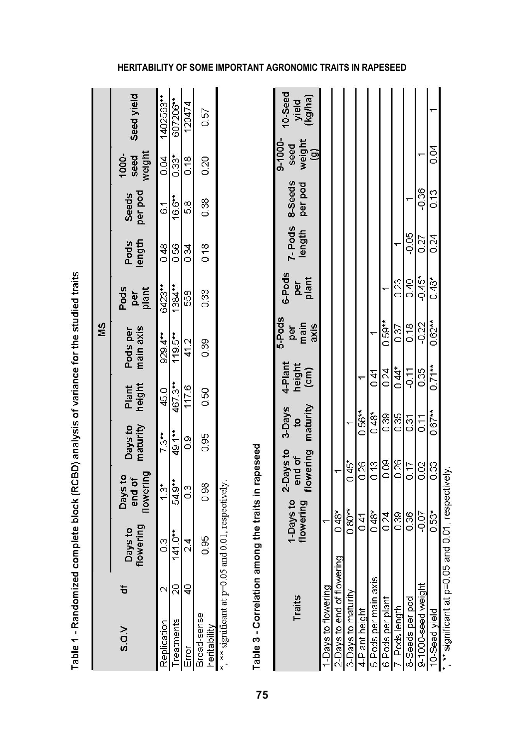Table 1 - Randomized complete block (RCBD) analysis of variance for the studied traits

| S.O.V | df | MS | | | | | | | | | |
|---|---|---|---|---|---|---|---|---|---|---|---|
| | | Days to flowering | Days to end of flowering | Days to maturity | Plant height | Pods per main axis | Pods per plant | Pods length | Seeds per pod | 1000-seed weight | Seed yield |
| Replication | 2 | 0.3 | 1.3* | 7.3** | 45.0 | 929.4** | 6423** | 0.48 | 6.1 | 0.04 | 1402563** |
| Treatments | 20 | 141.0** | 54.9** | 49.1** | 467.3** | 119.5** | 1384** | 0.56 | 16.6** | 0.33* | 607206** |
| Error | 40 | 2.4 | 0.3 | 0.9 | 117.6 | 41.2 | 558 | 0.34 | 5.8 | 0.18 | 120474 |
| Broad-sense heritability | | 0.95 | 0.98 | 0.95 | 0.50 | 0.39 | 0.33 | 0.18 | 0.38 | 0.20 | 0.57 |

*, ** significant at p=0.05 and 0.01, respectively.

Table 3 - Correlation among the traits in rapeseed

| Traits | 1-Days to flowering | 2-Days to end of flowering | 3-Days to maturity | 4-Plant height (cm) | 5-Pods per main axis | 6-Pods per plant | 7- Pods length | 8-Seeds per pod | 9-1000-seed weight (g) | 10-Seed yield (kg/ha) |
|---|---|---|---|---|---|---|---|---|---|---|
| 1-Days to flowering | 1 | | | | | | | | | |
| 2-Days to end of flowering | 0.48* | 1 | | | | | | | | |
| 3-Days to maturity | 0.80** | 0.45* | 1 | | | | | | | |
| 4-Plant height | 0.41 | 0.26 | 0.56** | 1 | | | | | | |
| 5-Pods per main axis | 0.48* | 0.13 | 0.48* | 0.41 | 1 | | | | | |
| 6-Pods per plant | 0.24 | -0.09 | 0.39 | 0.24 | 0.59** | 1 | | | | |
| 7- Pods length | 0.39 | -0.26 | 0.35 | 0.44* | 0.37 | 0.23 | 1 | | | |
| 8-Seeds per pod | 0.36 | 0.17 | 0.31 | -0.11 | 0.18 | 0.40 | -0.05 | 1 | | |
| 9-1000-seed weight | -0.07 | 0.02 | 0.11 | 0.35 | -0.22 | -0.45* | 0.27 | -0.36 | 1 | |
| 10-Seed yield | 0.53* | 0.33 | 0.67** | 0.71** | 0.62** | 0.48* | 0.24 | 0.13 | 0.04 | 1 |

*, ** significant at p=0.05 and 0.01, respectively.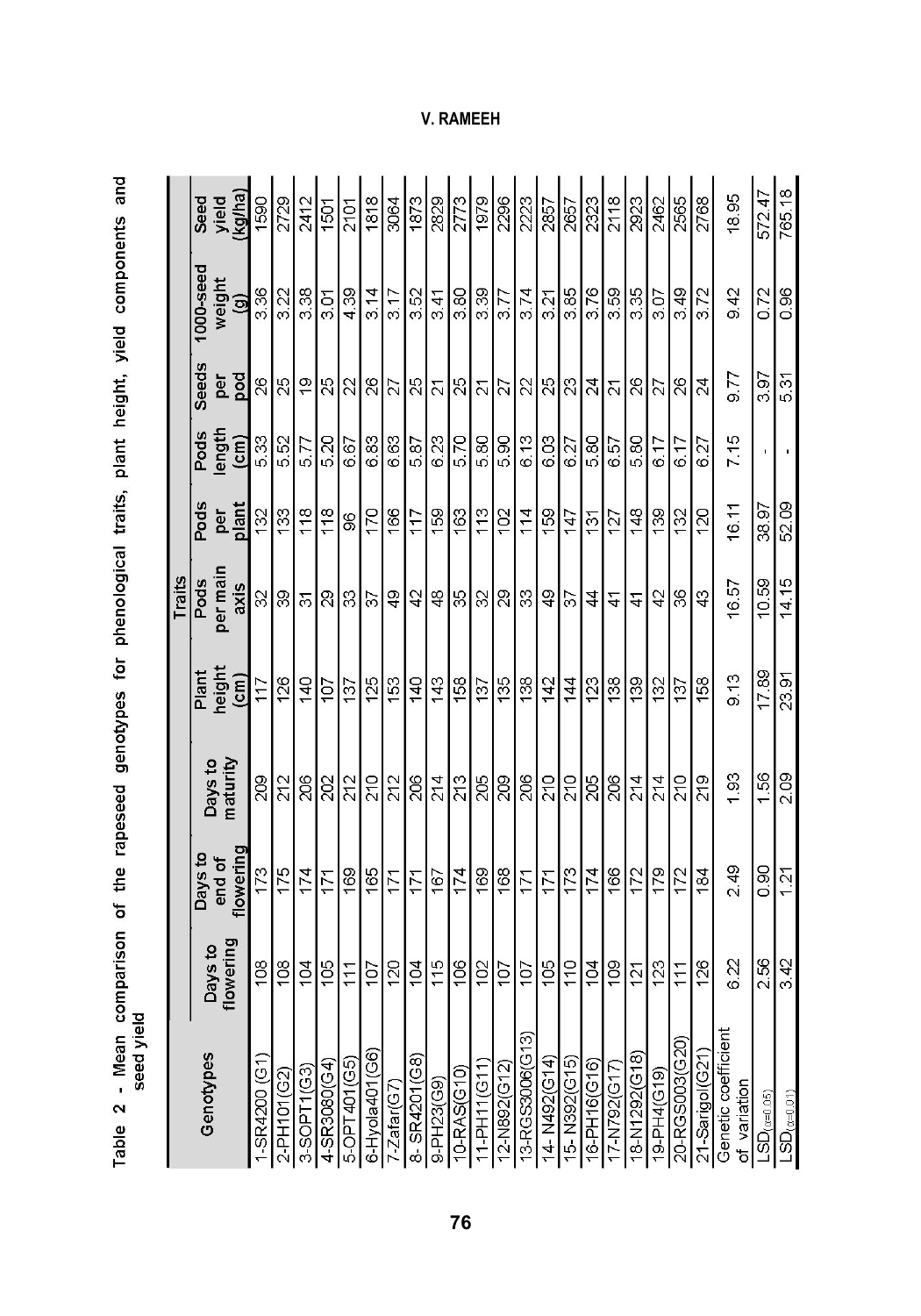Table 2 - Mean comparison of the rapeseed genotypes for phenological traits, plant height, yield components and seed yield

| Genotypes | Traits | | | | | | | | | |
|---|---|---|---|---|---|---|---|---|---|---|
| | Days to flowering | Days to end of flowering | Days to maturity | Plant height (cm) | Pods per main axis | Pods per plant | Pods length (cm) | Seeds per pod | 1000-seed weight (g) | Seed yield (kg/ha) |
| 1-SR4200 (G1) | 108 | 173 | 209 | 117 | 32 | 132 | 5.33 | 26 | 3.36 | 1590 |
| 2-PH101(G2) | 108 | 175 | 212 | 126 | 39 | 133 | 5.52 | 25 | 3.22 | 2729 |
| 3-SOPT1(G3) | 104 | 174 | 206 | 140 | 31 | 118 | 5.77 | 19 | 3.38 | 2412 |
| 4-SR3080(G4) | 105 | 171 | 202 | 107 | 29 | 118 | 5.20 | 25 | 3.01 | 1501 |
| 5-OPT401(G5) | 111 | 169 | 212 | 137 | 33 | 96 | 6.67 | 22 | 4.39 | 2101 |
| 6-Hyola401(G6) | 107 | 165 | 210 | 125 | 37 | 170 | 6.83 | 26 | 3.14 | 1818 |
| 7-Zafar(G7) | 120 | 171 | 212 | 153 | 49 | 166 | 6.63 | 27 | 3.17 | 3064 |
| 8- SR4201(G8) | 104 | 171 | 206 | 140 | 42 | 117 | 5.87 | 25 | 3.52 | 1873 |
| 9-PH23(G9) | 115 | 167 | 214 | 143 | 48 | 159 | 6.23 | 21 | 3.41 | 2829 |
| 10-RAS(G10) | 106 | 174 | 213 | 158 | 35 | 163 | 5.70 | 25 | 3.80 | 2773 |
| 11-PH11(G11) | 102 | 169 | 205 | 137 | 32 | 113 | 5.80 | 21 | 3.39 | 1979 |
| 12-N892(G12) | 107 | 168 | 209 | 135 | 29 | 102 | 5.90 | 27 | 3.77 | 2296 |
| 13-RGS3006(G13) | 107 | 171 | 206 | 138 | 33 | 114 | 6.13 | 22 | 3.74 | 2223 |
| 14- N492(G14) | 105 | 171 | 210 | 142 | 49 | 159 | 6.03 | 25 | 3.21 | 2857 |
| 15- N392(G15) | 110 | 173 | 210 | 144 | 37 | 147 | 6.27 | 23 | 3.85 | 2657 |
| 16-PH16(G16) | 104 | 174 | 205 | 123 | 44 | 131 | 5.80 | 24 | 3.76 | 2323 |
| 17-N792(G17) | 109 | 166 | 206 | 138 | 41 | 127 | 6.57 | 21 | 3.59 | 2118 |
| 18-N1292(G18) | 121 | 172 | 214 | 139 | 41 | 148 | 5.80 | 26 | 3.35 | 2923 |
| 19-PH4(G19) | 123 | 179 | 214 | 132 | 42 | 139 | 6.17 | 27 | 3.07 | 2462 |
| 20-RGS003(G20) | 111 | 172 | 210 | 137 | 36 | 132 | 6.17 | 26 | 3.49 | 2565 |
| 21-Sarigol(G21) | 126 | 184 | 219 | 158 | 43 | 120 | 6.27 | 24 | 3.72 | 2768 |
| Genetic coefficient of variation | 6.22 | 2.49 | 1.93 | 9.13 | 16.57 | 16.11 | 7.15 | 9.77 | 9.42 | 18.95 |
| $LSD_{(\alpha=0.05)}$ | 2.56 | 0.90 | 1.56 | 17.89 | 10.59 | 38.97 | - | 3.97 | 0.72 | 572.47 |
| $LSD_{(\alpha=0.01)}$ | 3.42 | 1.21 | 2.09 | 23.91 | 14.15 | 52.09 | - | 5.31 | 0.96 | 765.18 |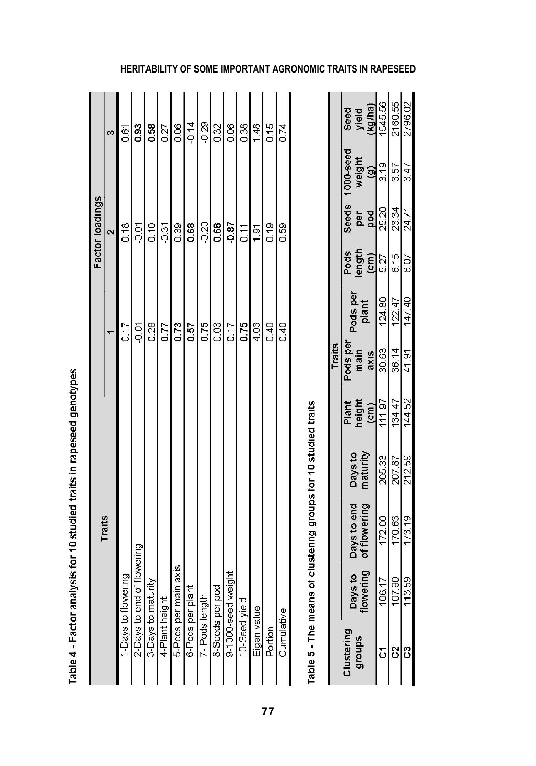Table 4 - Factor analysis for 10 studied traits in rapeseed genotypes

| Traits | Factor loadings | | |
|---|---|---|---|
| | 1 | 2 | 3 |
| 1-Days to flowering | 0.17 | 0.18 | 0.61 |
| 2-Days to end of flowering | -0.01 | -0.01 | **0.93** |
| 3-Days to maturity | 0.28 | 0.10 | **0.58** |
| 4-Plant height | **0.77** | -0.31 | 0.27 |
| 5-Pods per main axis | **0.73** | 0.39 | 0.06 |
| 6-Pods per plant | **0.57** | **0.68** | -0.14 |
| 7- Pods length | **0.75** | -0.20 | -0.29 |
| 8-Seeds per pod | 0.03 | **0.68** | 0.32 |
| 9-1000-seed weight | 0.17 | **-0.87** | 0.06 |
| 10-Seed yield | **0.75** | 0.11 | 0.38 |
| Eigen value | 4.03 | 1.91 | 1.48 |
| Portion | 0.40 | 0.19 | 0.15 |
| Cumulative | 0.40 | 0.59 | 0.74 |

Table 5 - The means of clustering groups for 10 studied traits

| Clustering groups | Traits | | | | | | | | | |
|---|---|---|---|---|---|---|---|---|---|---|
| | Days to flowering | Days to end of flowering | Days to maturity | Plant height (cm) | Pods per main axis | Pods per plant | Pods length (cm) | Seeds per pod | 1000-seed weight (g) | Seed yield (kg/ha) |
| C1 | 106.17 | 172.00 | 205.33 | 111.97 | 30.63 | 124.80 | 5.27 | 25.20 | 3.19 | 1545.56 |
| C2 | 107.90 | 170.63 | 207.87 | 134.47 | 36.14 | 122.47 | 6.15 | 23.34 | 3.57 | 2160.55 |
| C3 | 113.59 | 173.19 | 212.59 | 144.52 | 41.91 | 147.40 | 6.07 | 24.71 | 3.47 | 2796.02 |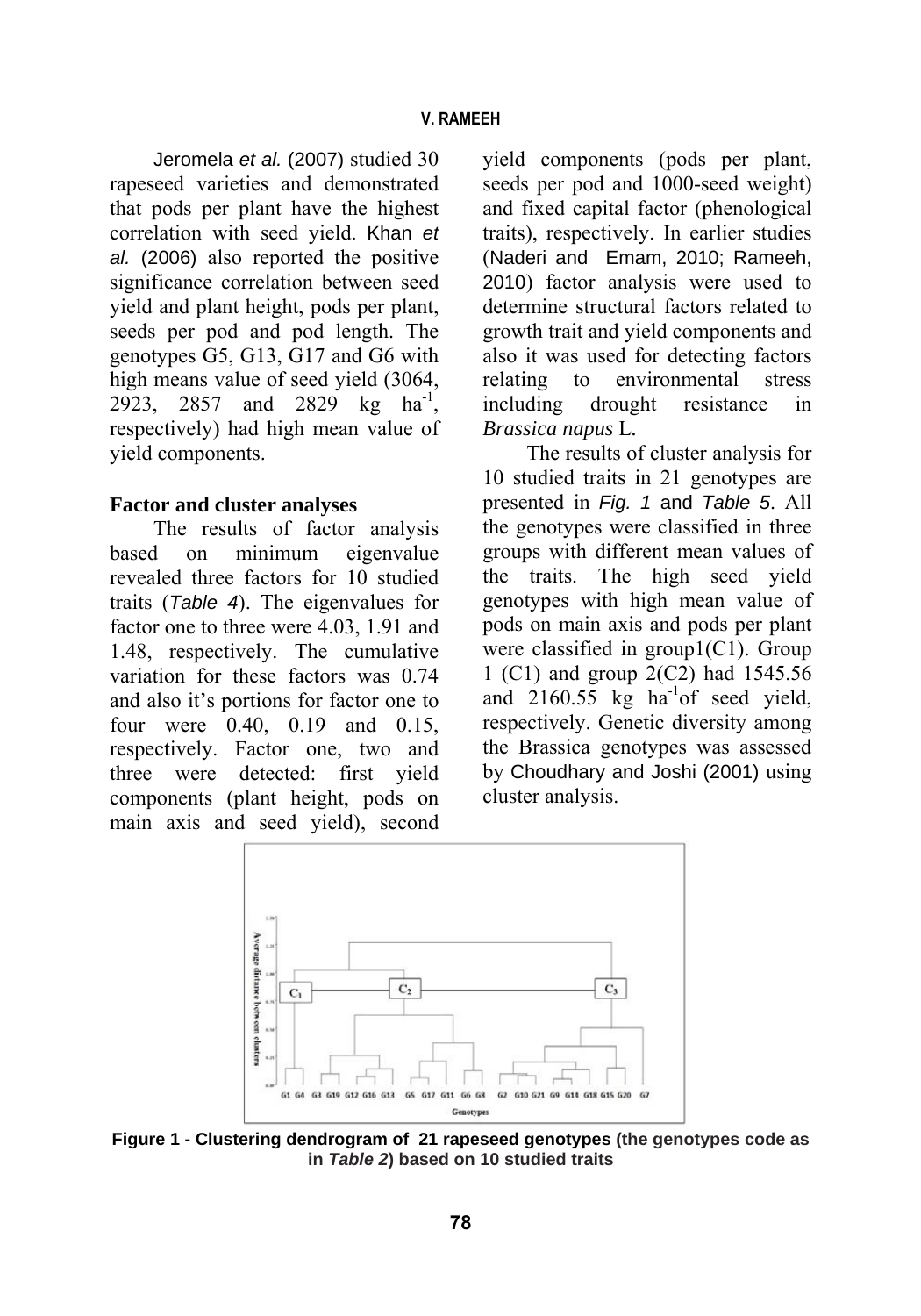Jeromela *et al.* (2007) studied 30 rapeseed varieties and demonstrated that pods per plant have the highest correlation with seed yield. Khan *et al.* (2006) also reported the positive significance correlation between seed yield and plant height, pods per plant, seeds per pod and pod length. The genotypes G5, G13, G17 and G6 with high means value of seed yield (3064, 2923, 2857 and 2829 kg $ha^{-1}$, respectively) had high mean value of yield components.

## Factor and cluster analyses

The results of factor analysis based on minimum eigenvalue revealed three factors for 10 studied traits (*Table 4*). The eigenvalues for factor one to three were 4.03, 1.91 and 1.48, respectively. The cumulative variation for these factors was 0.74 and also it's portions for factor one to four were 0.40, 0.19 and 0.15, respectively. Factor one, two and three were detected: first yield components (plant height, pods on main axis and seed yield), second yield components (pods per plant, seeds per pod and 1000-seed weight) and fixed capital factor (phenological traits), respectively. In earlier studies (Naderi and Emam, 2010; Rameeh, 2010) factor analysis were used to determine structural factors related to growth trait and yield components and also it was used for detecting factors relating to environmental stress including drought resistance in *Brassica napus* L.

The results of cluster analysis for 10 studied traits in 21 genotypes are presented in *Fig. 1* and *Table 5*. All the genotypes were classified in three groups with different mean values of the traits. The high seed yield genotypes with high mean value of pods on main axis and pods per plant were classified in group1(C1). Group 1 (C1) and group 2(C2) had 1545.56 and 2160.55 kg $ha^{-1}$of seed yield, respectively. Genetic diversity among the Brassica genotypes was assessed by Choudhary and Joshi (2001) using cluster analysis.

**Figure 1 - Clustering dendrogram of 21 rapeseed genotypes (the genotypes code as in *Table 2*) based on 10 studied traits**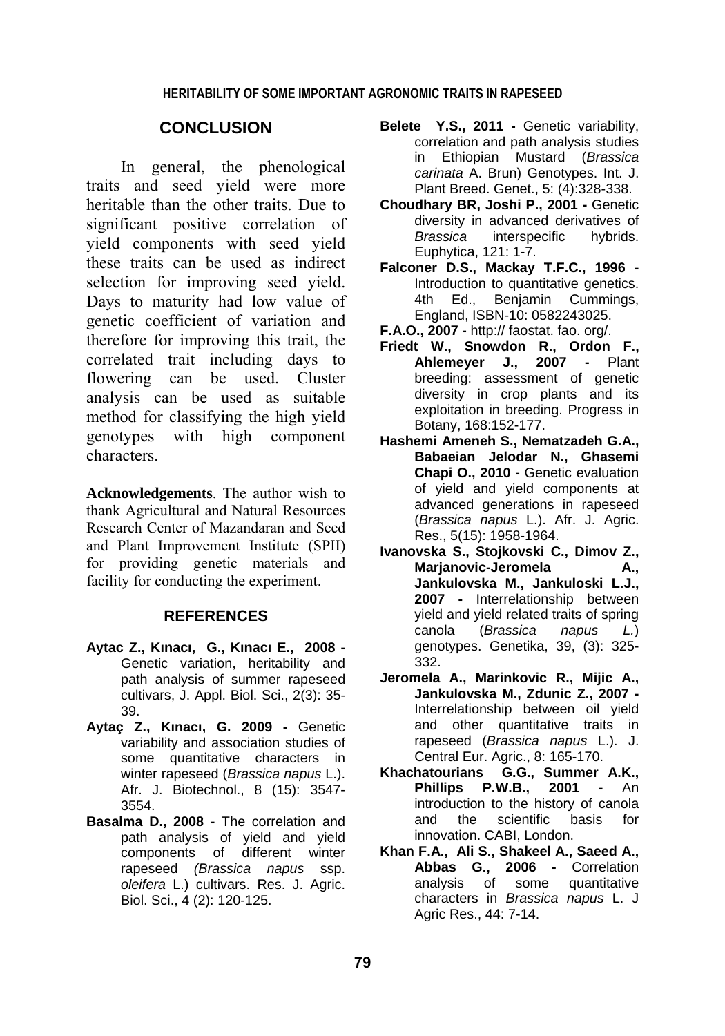## CONCLUSION

In general, the phenological traits and seed yield were more heritable than the other traits. Due to significant positive correlation of yield components with seed yield these traits can be used as indirect selection for improving seed yield. Days to maturity had low value of genetic coefficient of variation and therefore for improving this trait, the correlated trait including days to flowering can be used. Cluster analysis can be used as suitable method for classifying the high yield genotypes with high component characters.

**Acknowledgements**. The author wish to thank Agricultural and Natural Resources Research Center of Mazandaran and Seed and Plant Improvement Institute (SPII) for providing genetic materials and facility for conducting the experiment.

## REFERENCES

**Aytac Z., Kınacı, G., Kınacı E., 2008 -** Genetic variation, heritability and path analysis of summer rapeseed cultivars, J. Appl. Biol. Sci., 2(3): 35-39.

**Aytaç Z., Kınacı, G. 2009 -** Genetic variability and association studies of some quantitative characters in winter rapeseed (*Brassica napus* L.). Afr. J. Biotechnol., 8 (15): 3547-3554.

**Basalma D., 2008 -** The correlation and path analysis of yield and yield components of different winter rapeseed *(Brassica napus* ssp. *oleifera* L.) cultivars. Res. J. Agric. Biol. Sci., 4 (2): 120-125.

**Belete Y.S., 2011 -** Genetic variability, correlation and path analysis studies in Ethiopian Mustard (*Brassica carinata* A. Brun) Genotypes. Int. J. Plant Breed. Genet., 5: (4):328-338.

**Choudhary BR, Joshi P., 2001 -** Genetic diversity in advanced derivatives of *Brassica* interspecific hybrids. Euphytica, 121: 1-7.

**Falconer D.S., Mackay T.F.C., 1996 -** Introduction to quantitative genetics. 4th Ed., Benjamin Cummings, England, ISBN-10: 0582243025.

**F.A.O., 2007 -** http:// faostat. fao. org/.

**Friedt W., Snowdon R., Ordon F., Ahlemeyer J., 2007 -** Plant breeding: assessment of genetic diversity in crop plants and its exploitation in breeding. Progress in Botany, 168:152-177.

**Hashemi Ameneh S., Nematzadeh G.A., Babaeian Jelodar N., Ghasemi Chapi O., 2010 -** Genetic evaluation of yield and yield components at advanced generations in rapeseed (*Brassica napus* L.). Afr. J. Agric. Res., 5(15): 1958-1964.

**Ivanovska S., Stojkovski C., Dimov Z., Marjanovic-Jeromela A., Jankulovska M., Jankuloski L.J., 2007 -** Interrelationship between yield and yield related traits of spring canola (*Brassica napus L.*) genotypes. Genetika, 39, (3): 325-332.

**Jeromela A., Marinkovic R., Mijic A., Jankulovska M., Zdunic Z., 2007 -** Interrelationship between oil yield and other quantitative traits in rapeseed (*Brassica napus* L.). J. Central Eur. Agric., 8: 165-170.

**Khachatourians G.G., Summer A.K., Phillips P.W.B., 2001 -** An introduction to the history of canola and the scientific basis for innovation. CABI, London.

**Khan F.A., Ali S., Shakeel A., Saeed A., Abbas G., 2006 -** Correlation analysis of some quantitative characters in *Brassica napus* L. J Agric Res., 44: 7-14.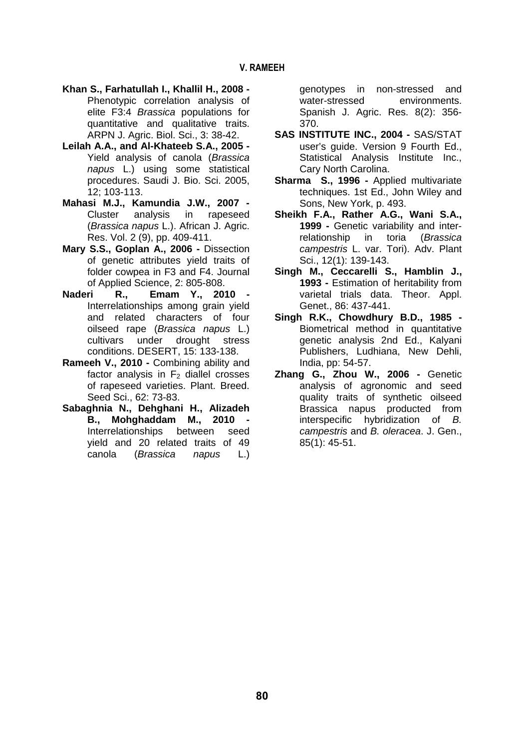**Khan S., Farhatullah I., Khallil H., 2008 -** Phenotypic correlation analysis of elite F3:4 *Brassica* populations for quantitative and qualitative traits. ARPN J. Agric. Biol. Sci., 3: 38-42.

**Leilah A.A., and Al-Khateeb S.A., 2005 -** Yield analysis of canola (*Brassica napus* L.) using some statistical procedures. Saudi J. Bio. Sci. 2005, 12; 103-113.

**Mahasi M.J., Kamundia J.W., 2007 -** Cluster analysis in rapeseed (*Brassica napus* L.). African J. Agric. Res. Vol. 2 (9), pp. 409-411.

**Mary S.S., Goplan A., 2006 -** Dissection of genetic attributes yield traits of folder cowpea in F3 and F4. Journal of Applied Science, 2: 805-808.

**Naderi R., Emam Y., 2010 -** Interrelationships among grain yield and related characters of four oilseed rape (*Brassica napus* L.) cultivars under drought stress conditions. DESERT, 15: 133-138.

**Rameeh V., 2010 -** Combining ability and factor analysis in $F_2$ diallel crosses of rapeseed varieties. Plant. Breed. Seed Sci., 62: 73-83.

**Sabaghnia N., Dehghani H., Alizadeh B., Mohghaddam M., 2010 -** Interrelationships between seed yield and 20 related traits of 49 canola (*Brassica napus* L.) genotypes in non-stressed and water-stressed environments. Spanish J. Agric. Res. 8(2): 356-370.

**SAS INSTITUTE INC., 2004 -** SAS/STAT user's guide. Version 9 Fourth Ed., Statistical Analysis Institute Inc., Cary North Carolina.

**Sharma S., 1996 -** Applied multivariate techniques. 1st Ed., John Wiley and Sons, New York, p. 493.

**Sheikh F.A., Rather A.G., Wani S.A., 1999 -** Genetic variability and inter-relationship in toria (*Brassica campestris* L. var. Tori). Adv. Plant Sci., 12(1): 139-143.

**Singh M., Ceccarelli S., Hamblin J., 1993 -** Estimation of heritability from varietal trials data. Theor. Appl. Genet., 86: 437-441.

**Singh R.K., Chowdhury B.D., 1985 -** Biometrical method in quantitative genetic analysis 2nd Ed., Kalyani Publishers, Ludhiana, New Dehli, India, pp: 54-57.

**Zhang G., Zhou W., 2006 -** Genetic analysis of agronomic and seed quality traits of synthetic oilseed Brassica napus producted from interspecific hybridization of *B. campestris* and *B. oleracea*. J. Gen., 85(1): 45-51.